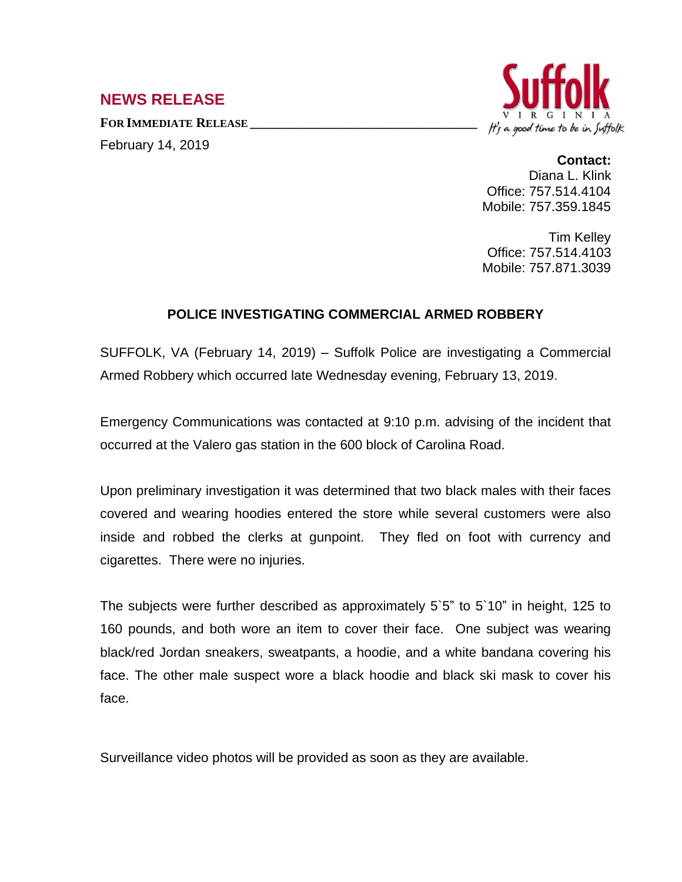## NEWS RELEASE

**FOR IMMEDIATE RELEASE**

February 14, 2019

Suffolk
VIRGINIA
It's a good time to be in Suffolk

**Contact:**
Diana L. Klink
Office: 757.514.4104
Mobile: 757.359.1845

Tim Kelley
Office: 757.514.4103
Mobile: 757.871.3039

### POLICE INVESTIGATING COMMERCIAL ARMED ROBBERY

SUFFOLK, VA (February 14, 2019) – Suffolk Police are investigating a Commercial Armed Robbery which occurred late Wednesday evening, February 13, 2019.

Emergency Communications was contacted at 9:10 p.m. advising of the incident that occurred at the Valero gas station in the 600 block of Carolina Road.

Upon preliminary investigation it was determined that two black males with their faces covered and wearing hoodies entered the store while several customers were also inside and robbed the clerks at gunpoint. They fled on foot with currency and cigarettes. There were no injuries.

The subjects were further described as approximately 5`5" to 5`10" in height, 125 to 160 pounds, and both wore an item to cover their face. One subject was wearing black/red Jordan sneakers, sweatpants, a hoodie, and a white bandana covering his face. The other male suspect wore a black hoodie and black ski mask to cover his face.

Surveillance video photos will be provided as soon as they are available.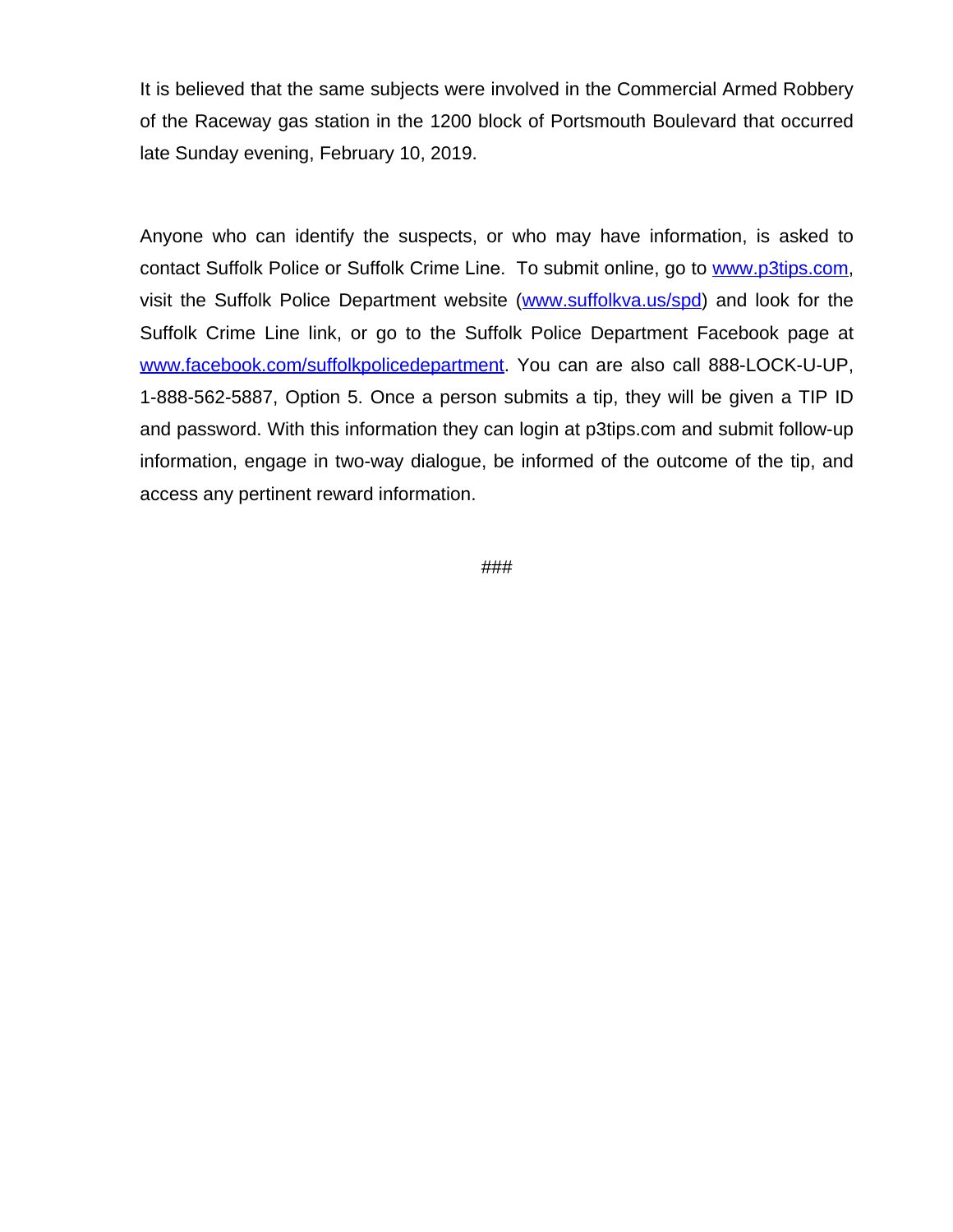It is believed that the same subjects were involved in the Commercial Armed Robbery of the Raceway gas station in the 1200 block of Portsmouth Boulevard that occurred late Sunday evening, February 10, 2019.

Anyone who can identify the suspects, or who may have information, is asked to contact Suffolk Police or Suffolk Crime Line. To submit online, go to www.p3tips.com, visit the Suffolk Police Department website (www.suffolkva.us/spd) and look for the Suffolk Crime Line link, or go to the Suffolk Police Department Facebook page at www.facebook.com/suffolkpolicedepartment. You can are also call 888-LOCK-U-UP, 1-888-562-5887, Option 5. Once a person submits a tip, they will be given a TIP ID and password. With this information they can login at p3tips.com and submit follow-up information, engage in two-way dialogue, be informed of the outcome of the tip, and access any pertinent reward information.

###